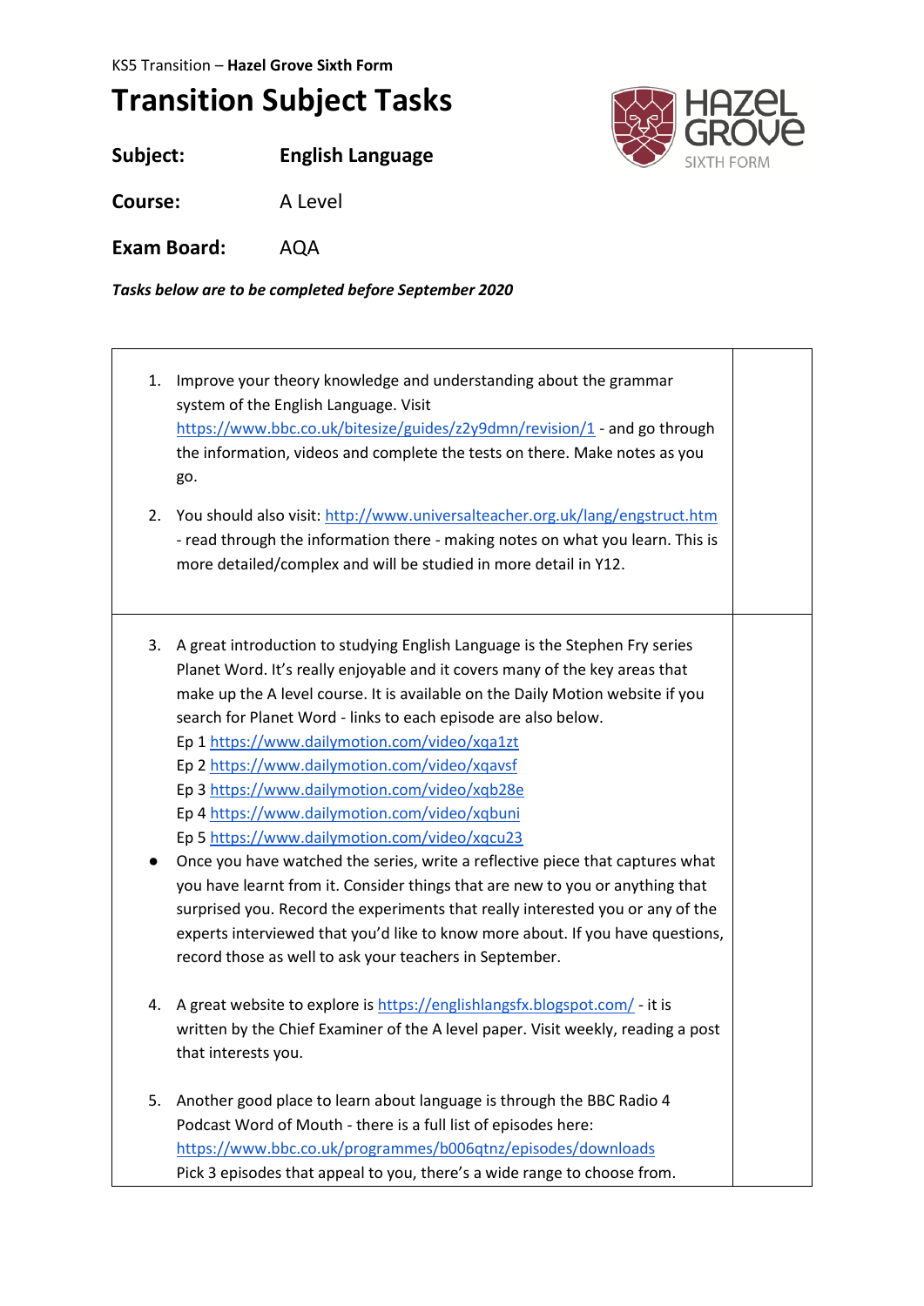KS5 Transition – **Hazel Grove Sixth Form**

# Transition Subject Tasks

**Subject:** **English Language**

**Course:** A Level

**Exam Board:** AQA

***Tasks below are to be completed before September 2020***

1. Improve your theory knowledge and understanding about the grammar system of the English Language. Visit https://www.bbc.co.uk/bitesize/guides/z2y9dmn/revision/1 - and go through the information, videos and complete the tests on there. Make notes as you go.

2. You should also visit: http://www.universalteacher.org.uk/lang/engstruct.htm - read through the information there - making notes on what you learn. This is more detailed/complex and will be studied in more detail in Y12.

---

3. A great introduction to studying English Language is the Stephen Fry series Planet Word. It's really enjoyable and it covers many of the key areas that make up the A level course. It is available on the Daily Motion website if you search for Planet Word - links to each episode are also below.
   Ep 1 https://www.dailymotion.com/video/xqa1zt
   Ep 2 https://www.dailymotion.com/video/xqavsf
   Ep 3 https://www.dailymotion.com/video/xqb28e
   Ep 4 https://www.dailymotion.com/video/xqbuni
   Ep 5 https://www.dailymotion.com/video/xqcu23

- Once you have watched the series, write a reflective piece that captures what you have learnt from it. Consider things that are new to you or anything that surprised you. Record the experiments that really interested you or any of the experts interviewed that you'd like to know more about. If you have questions, record those as well to ask your teachers in September.

4. A great website to explore is https://englishlangsfx.blogspot.com/ - it is written by the Chief Examiner of the A level paper. Visit weekly, reading a post that interests you.

5. Another good place to learn about language is through the BBC Radio 4 Podcast Word of Mouth - there is a full list of episodes here: https://www.bbc.co.uk/programmes/b006qtnz/episodes/downloads
   Pick 3 episodes that appeal to you, there's a wide range to choose from.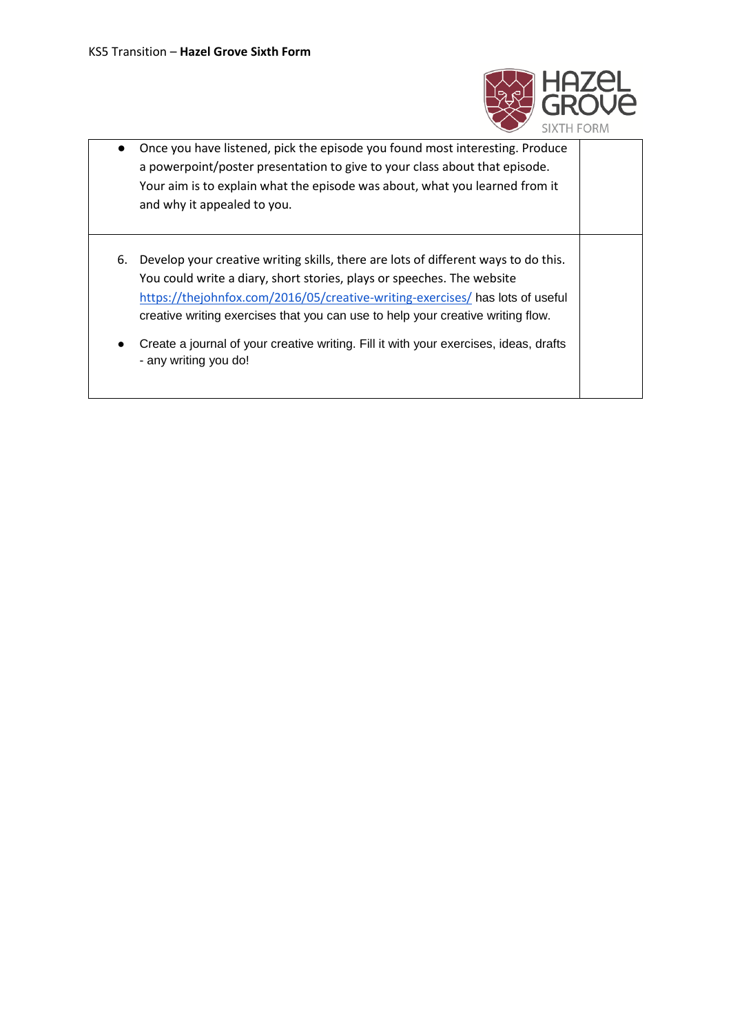| | |
|---|---|
| ● Once you have listened, pick the episode you found most interesting. Produce a powerpoint/poster presentation to give to your class about that episode. Your aim is to explain what the episode was about, what you learned from it and why it appealed to you. | |
| 6. Develop your creative writing skills, there are lots of different ways to do this. You could write a diary, short stories, plays or speeches. The website [https://thejohnfox.com/2016/05/creative-writing-exercises/](https://thejohnfox.com/2016/05/creative-writing-exercises/) has lots of useful creative writing exercises that you can use to help your creative writing flow.<br><br>● Create a journal of your creative writing. Fill it with your exercises, ideas, drafts - any writing you do! | |